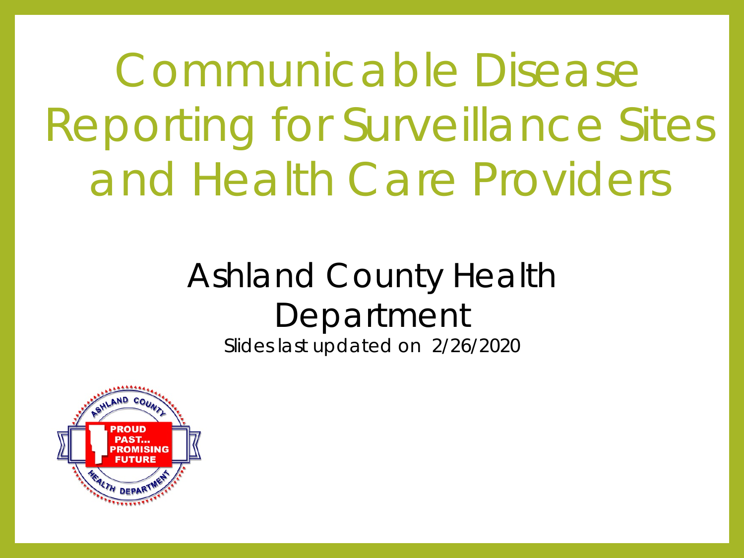# Communicable Disease Reporting for Surveillance Sites and Health Care Providers

## Ashland County Health Department

Slides last updated on 2/26/2020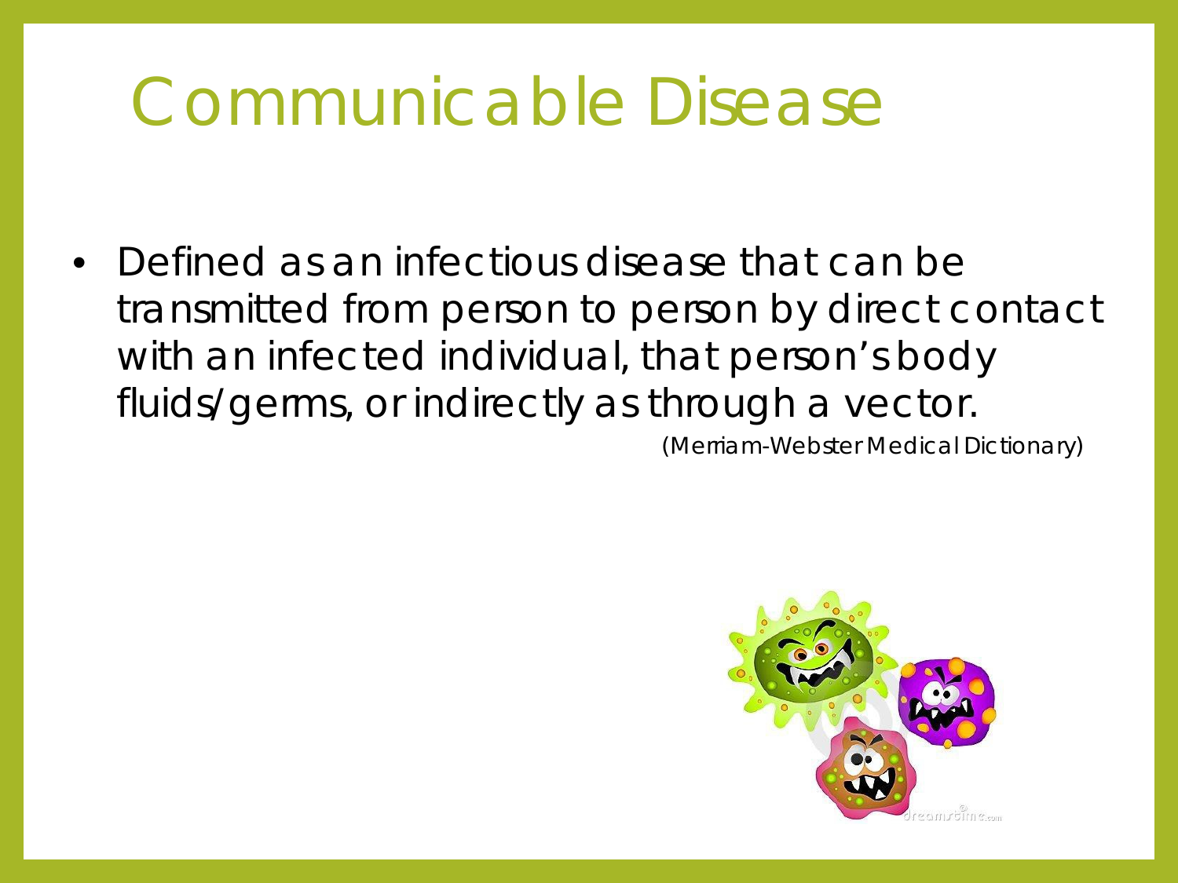# Communicable Disease

- Defined as an infectious disease that can be transmitted from person to person by direct contact with an infected individual, that person's body fluids/germs, or indirectly as through a vector.

(Merriam-Webster Medical Dictionary)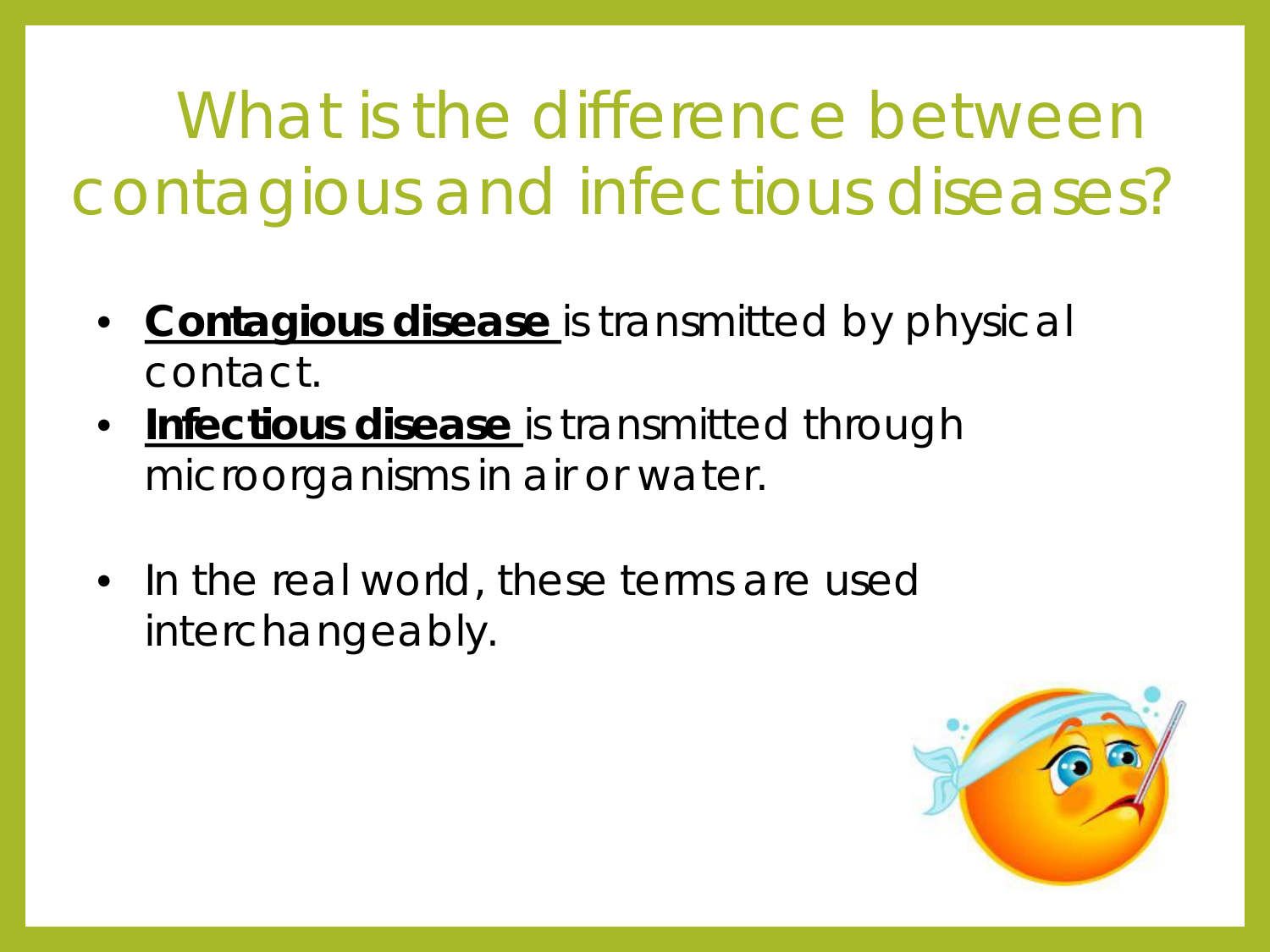# What is the difference between contagious and infectious diseases?

- **Contagious disease** is transmitted by physical contact.
- **Infectious disease** is transmitted through microorganisms in air or water.

- In the real world, these terms are used interchangeably.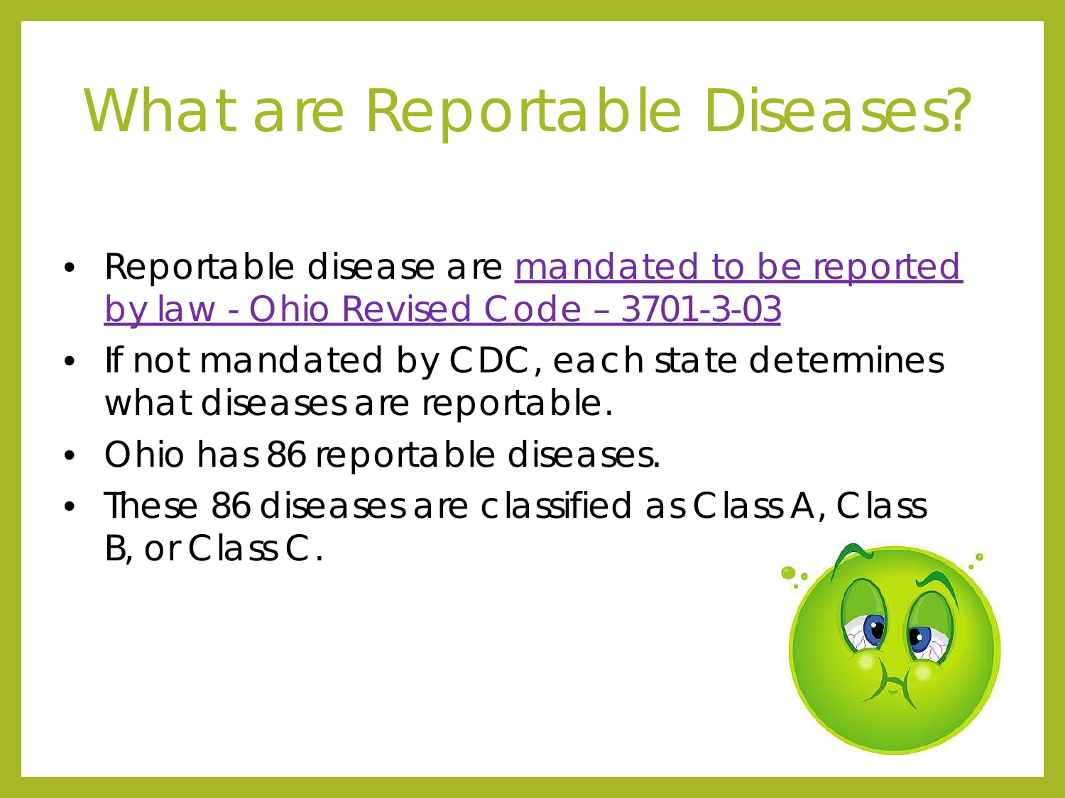# What are Reportable Diseases?

- Reportable disease are mandated to be reported by law - Ohio Revised Code – 3701-3-03
- If not mandated by CDC, each state determines what diseases are reportable.
- Ohio has 86 reportable diseases.
- These 86 diseases are classified as Class A, Class B, or Class C.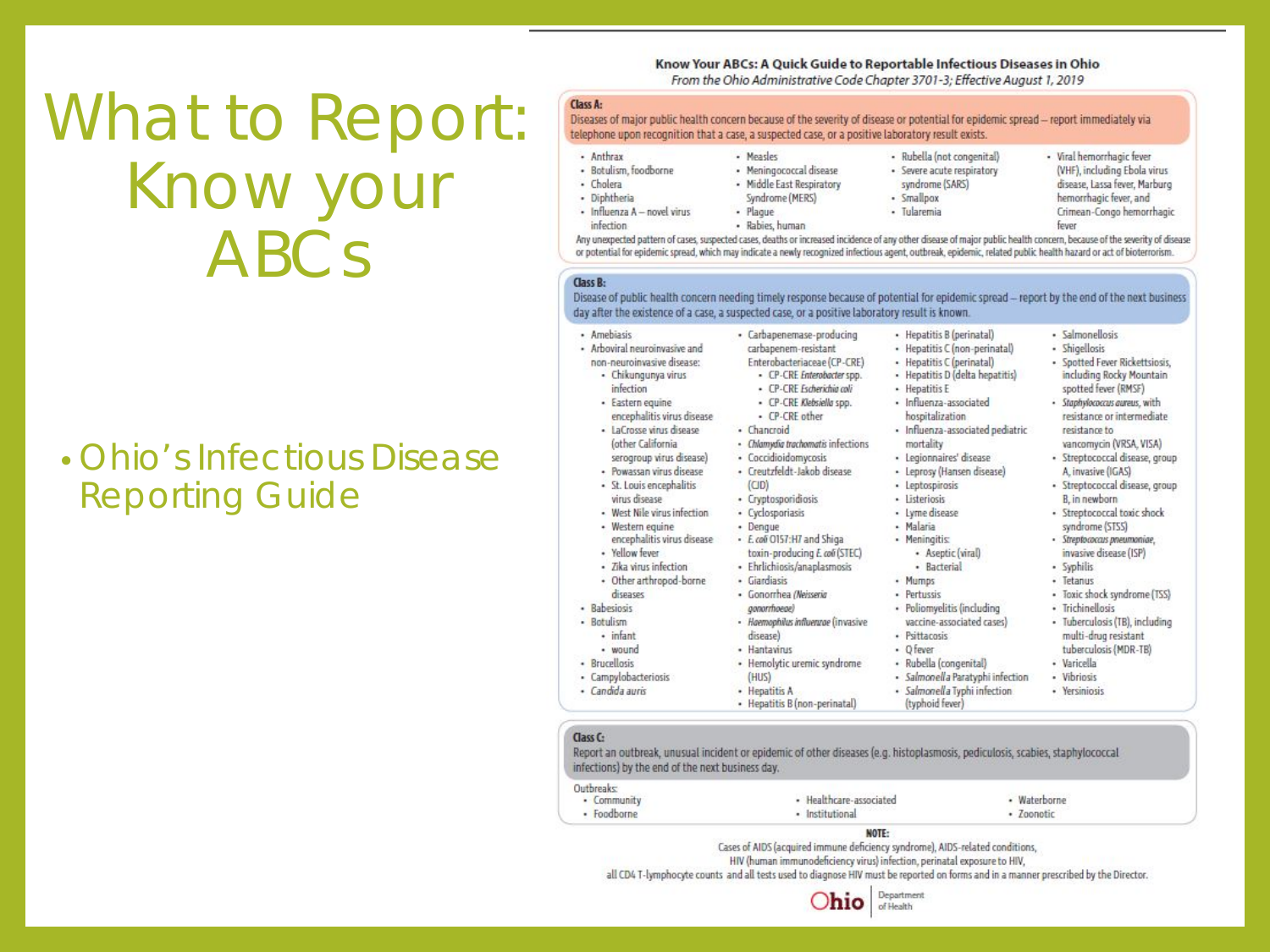# What to Report: Know your ABCs

- Ohio's Infectious Disease Reporting Guide

## Know Your ABCs: A Quick Guide to Reportable Infectious Diseases in Ohio

*From the Ohio Administrative Code Chapter 3701-3; Effective August 1, 2019*

### Class A:

Diseases of major public health concern because of the severity of disease or potential for epidemic spread – report immediately via telephone upon recognition that a case, a suspected case, or a positive laboratory result exists.

- Anthrax
- Botulism, foodborne
- Cholera
- Diphtheria
- Influenza A – novel virus infection
- Measles
- Meningococcal disease
- Middle East Respiratory Syndrome (MERS)
- Plague
- Rabies, human
- Rubella (not congenital)
- Severe acute respiratory syndrome (SARS)
- Smallpox
- Tularemia
- Viral hemorrhagic fever (VHF), including Ebola virus disease, Lassa fever, Marburg hemorrhagic fever, and Crimean-Congo hemorrhagic fever

Any unexpected pattern of cases, suspected cases, deaths or increased incidence of any other disease of major public health concern, because of the severity of disease or potential for epidemic spread, which may indicate a newly recognized infectious agent, outbreak, epidemic, related public health hazard or act of bioterrorism.

### Class B:

Disease of public health concern needing timely response because of potential for epidemic spread – report by the end of the next business day after the existence of a case, a suspected case, or a positive laboratory result is known.

- Amebiasis
- Arboviral neuroinvasive and non-neuroinvasive disease:
  - Chikungunya virus infection
  - Eastern equine encephalitis virus disease
  - LaCrosse virus disease (other California serogroup virus disease)
  - Powassan virus disease
  - St. Louis encephalitis virus disease
  - West Nile virus infection
  - Western equine encephalitis virus disease
  - Yellow fever
  - Zika virus infection
  - Other arthropod-borne diseases
- Babesiosis
- Botulism
  - infant
  - wound
- Brucellosis
- Campylobacteriosis
- *Candida auris*
- Carbapenemase-producing carbapenem-resistant Enterobacteriaceae (CP-CRE)
  - CP-CRE *Enterobacter* spp.
  - CP-CRE *Escherichia coli*
  - CP-CRE *Klebsiella* spp.
  - CP-CRE other
- Chancroid
- *Chlamydia trachomatis* infections
- Coccidioidomycosis
- Creutzfeldt-Jakob disease (CJD)
- Cryptosporidiosis
- Cyclosporiasis
- Dengue
- *E. coli* O157:H7 and Shiga toxin-producing *E. coli* (STEC)
- Ehrlichiosis/anaplasmosis
- Giardiasis
- Gonorrhea (*Neisseria gonorrhoeae*)
- *Haemophilus influenzae* (invasive disease)
- Hantavirus
- Hemolytic uremic syndrome (HUS)
- Hepatitis A
- Hepatitis B (non-perinatal)
- Hepatitis B (perinatal)
- Hepatitis C (non-perinatal)
- Hepatitis C (perinatal)
- Hepatitis D (delta hepatitis)
- Hepatitis E
- Influenza-associated hospitalization
- Influenza-associated pediatric mortality
- Legionnaires' disease
- Leprosy (Hansen disease)
- Leptospirosis
- Listeriosis
- Lyme disease
- Malaria
- Meningitis:
  - Aseptic (viral)
  - Bacterial
- Mumps
- Pertussis
- Poliomyelitis (including vaccine-associated cases)
- Psittacosis
- Q fever
- Rubella (congenital)
- *Salmonella* Paratyphi infection
- *Salmonella* Typhi infection (typhoid fever)
- Salmonellosis
- Shigellosis
- Spotted Fever Rickettsiosis, including Rocky Mountain spotted fever (RMSF)
- *Staphylococcus aureus*, with resistance or intermediate resistance to vancomycin (VRSA, VISA)
- Streptococcal disease, group A, invasive (IGAS)
- Streptococcal disease, group B, in newborn
- Streptococcal toxic shock syndrome (STSS)
- *Streptococcus pneumoniae*, invasive disease (ISP)
- Syphilis
- Tetanus
- Toxic shock syndrome (TSS)
- Trichinellosis
- Tuberculosis (TB), including multi-drug resistant tuberculosis (MDR-TB)
- Varicella
- Vibriosis
- Yersiniosis

### Class C:

Report an outbreak, unusual incident or epidemic of other diseases (e.g. histoplasmosis, pediculosis, scabies, staphylococcal infections) by the end of the next business day.

Outbreaks:

- Community
- Foodborne
- Healthcare-associated
- Institutional
- Waterborne
- Zoonotic

**NOTE:**

Cases of AIDS (acquired immune deficiency syndrome), AIDS-related conditions, HIV (human immunodeficiency virus) infection, perinatal exposure to HIV, all CD4 T-lymphocyte counts and all tests used to diagnose HIV must be reported on forms and in a manner prescribed by the Director.

Ohio Department of Health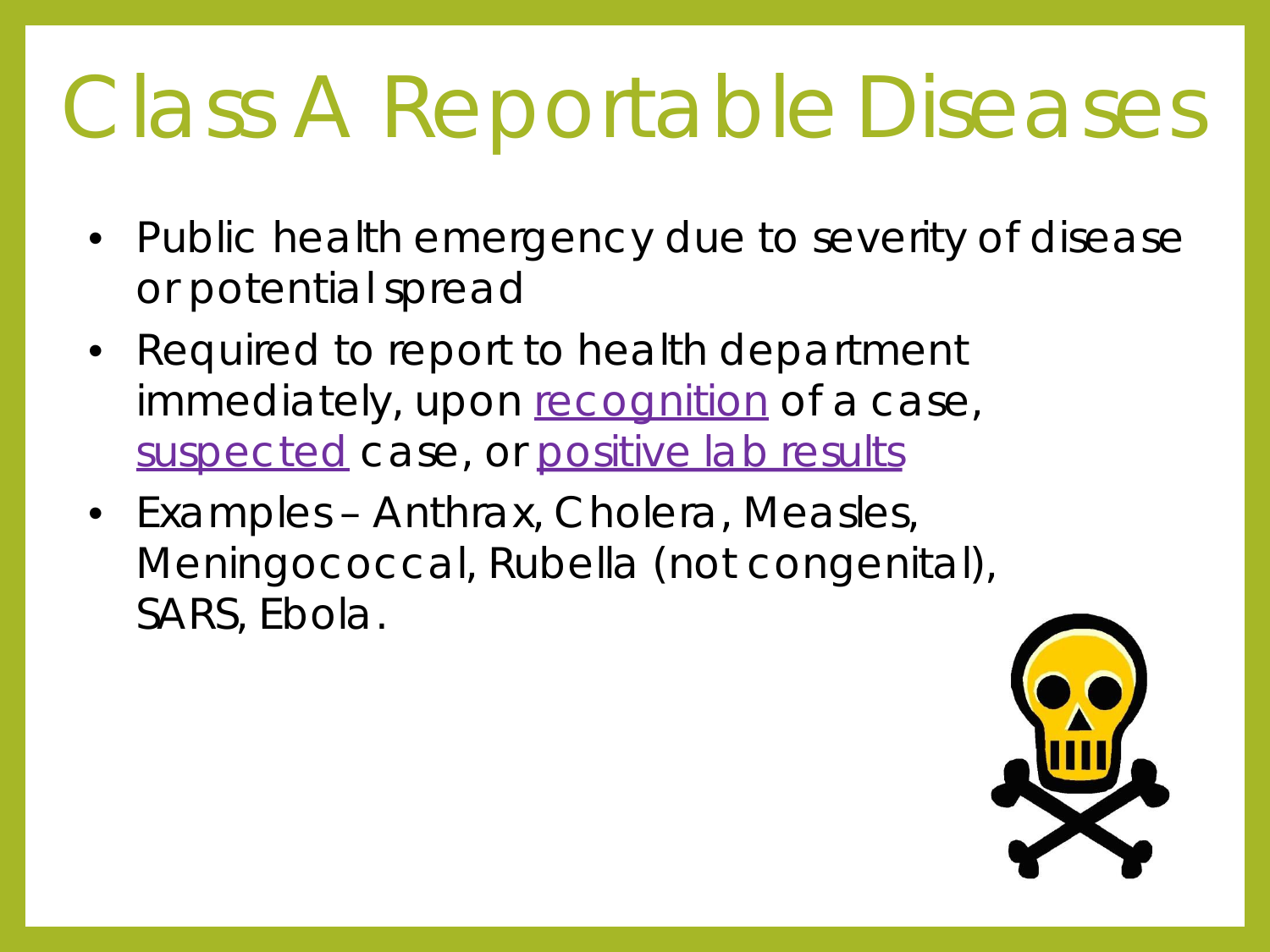# Class A Reportable Diseases

- Public health emergency due to severity of disease or potential spread
- Required to report to health department immediately, upon recognition of a case, suspected case, or positive lab results
- Examples – Anthrax, Cholera, Measles, Meningococcal, Rubella (not congenital), SARS, Ebola.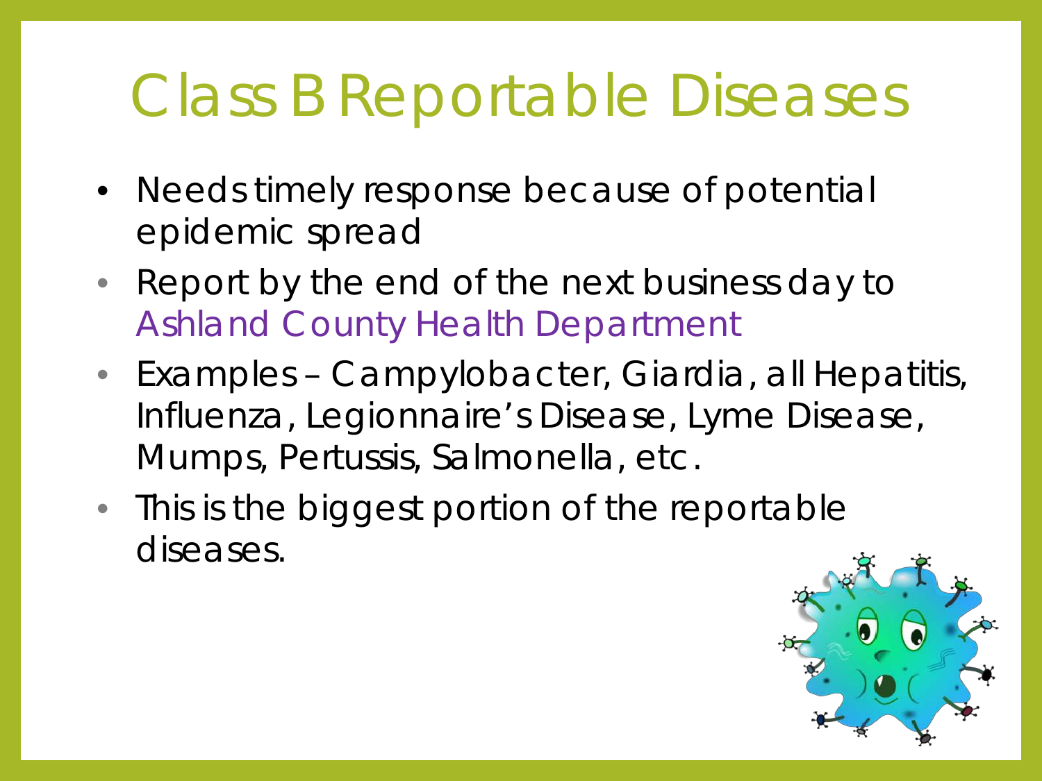# Class B Reportable Diseases

- Needs timely response because of potential epidemic spread
- Report by the end of the next business day to Ashland County Health Department
- Examples – Campylobacter, Giardia, all Hepatitis, Influenza, Legionnaire's Disease, Lyme Disease, Mumps, Pertussis, Salmonella, etc.
- This is the biggest portion of the reportable diseases.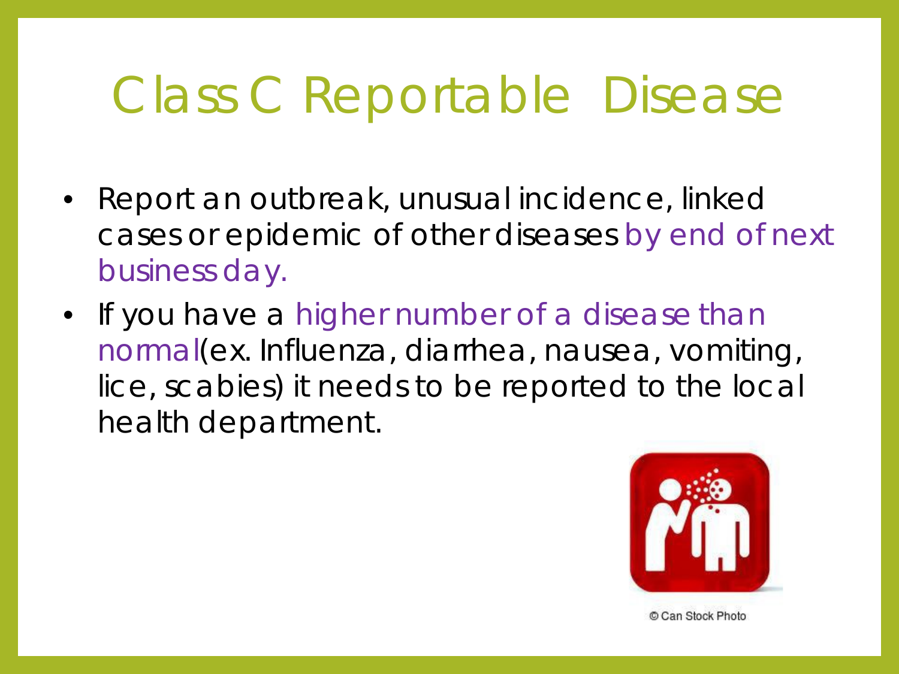# Class C Reportable Disease

- Report an outbreak, unusual incidence, linked cases or epidemic of other diseases by end of next business day.
- If you have a higher number of a disease than normal(ex. Influenza, diarrhea, nausea, vomiting, lice, scabies) it needs to be reported to the local health department.

© Can Stock Photo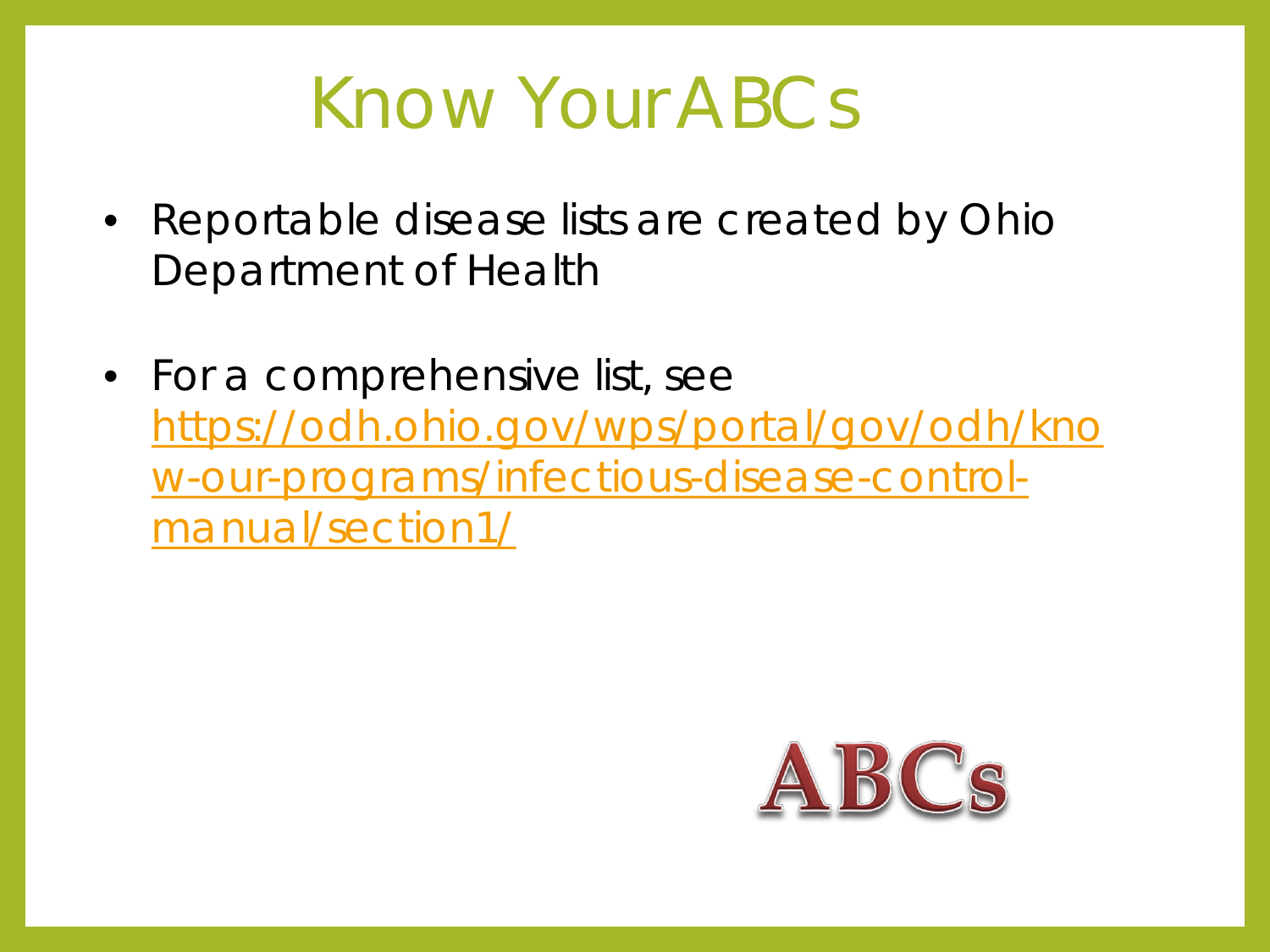# Know Your ABCs

- Reportable disease lists are created by Ohio Department of Health
- For a comprehensive list, see [https://odh.ohio.gov/wps/portal/gov/odh/know-our-programs/infectious-disease-control-manual/section1/](https://odh.ohio.gov/wps/portal/gov/odh/know-our-programs/infectious-disease-control-manual/section1/)

ABCs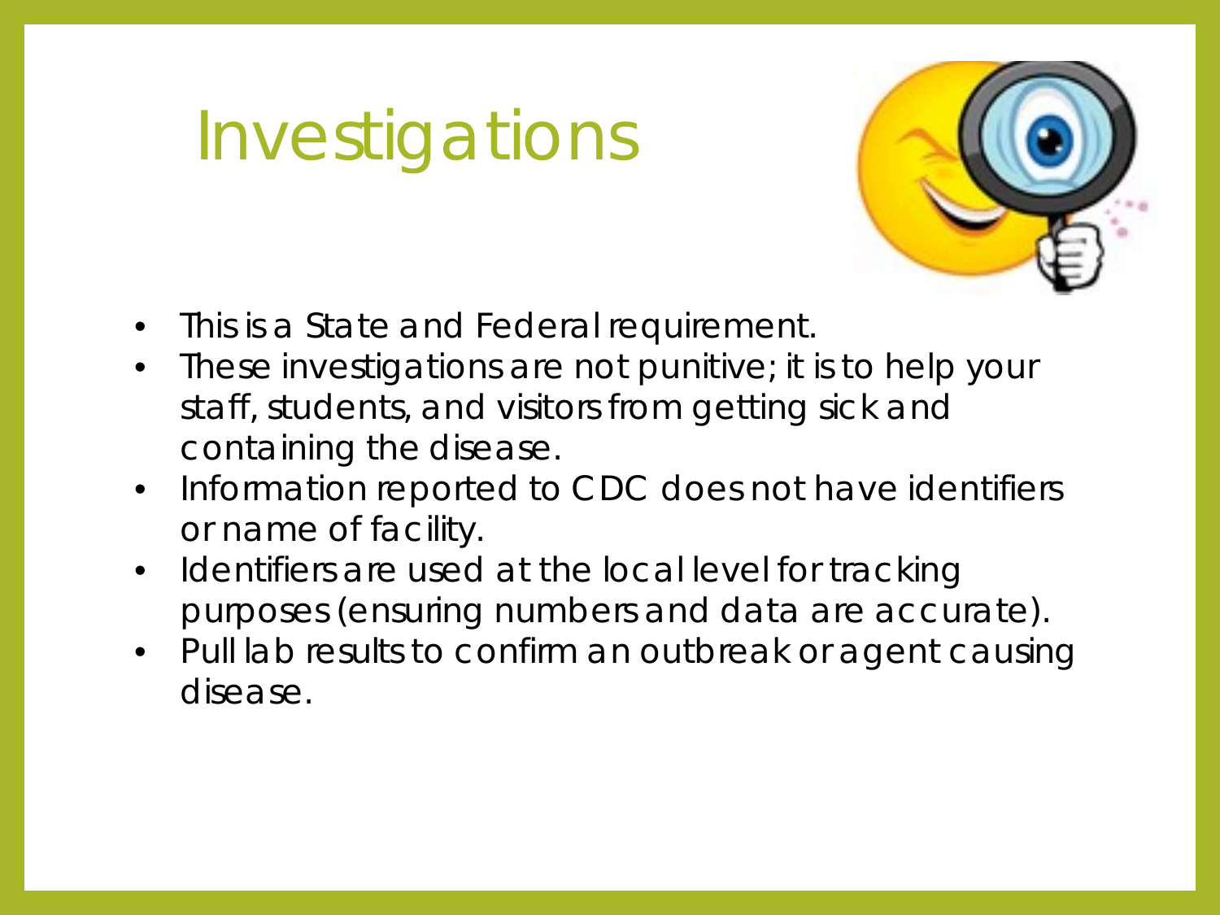# Investigations

- This is a State and Federal requirement.
- These investigations are not punitive; it is to help your staff, students, and visitors from getting sick and containing the disease.
- Information reported to CDC does not have identifiers or name of facility.
- Identifiers are used at the local level for tracking purposes (ensuring numbers and data are accurate).
- Pull lab results to confirm an outbreak or agent causing disease.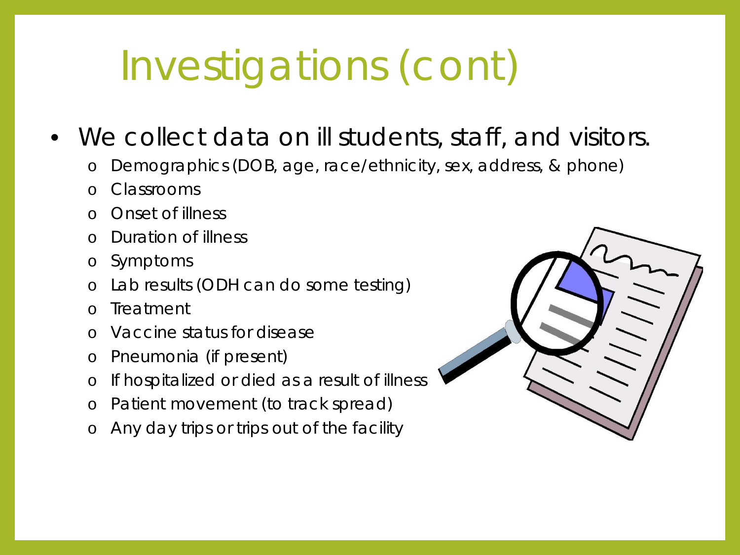# Investigations (cont)

- We collect data on ill students, staff, and visitors.
  - Demographics (DOB, age, race/ethnicity, sex, address, & phone)
  - Classrooms
  - Onset of illness
  - Duration of illness
  - Symptoms
  - Lab results (ODH can do some testing)
  - Treatment
  - Vaccine status for disease
  - Pneumonia (if present)
  - If hospitalized or died as a result of illness
  - Patient movement (to track spread)
  - Any day trips or trips out of the facility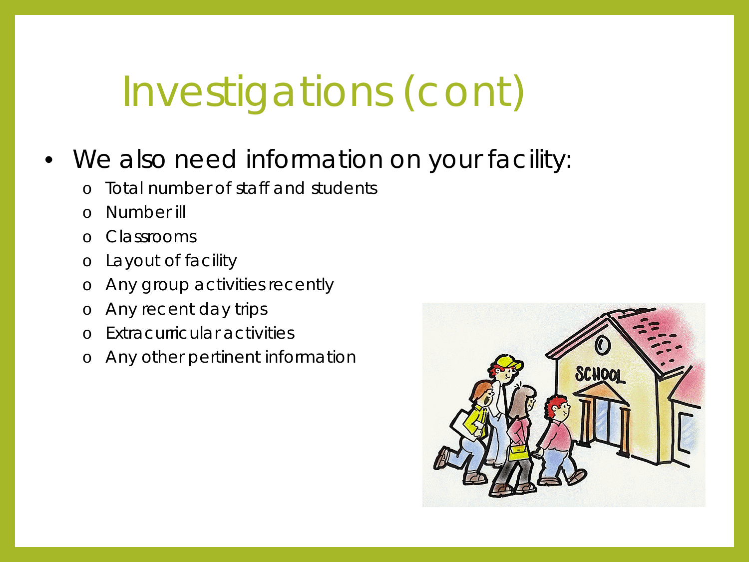# Investigations (cont)

- We also need information on your facility:
  - Total number of staff and students
  - Number ill
  - Classrooms
  - Layout of facility
  - Any group activities recently
  - Any recent day trips
  - Extracurricular activities
  - Any other pertinent information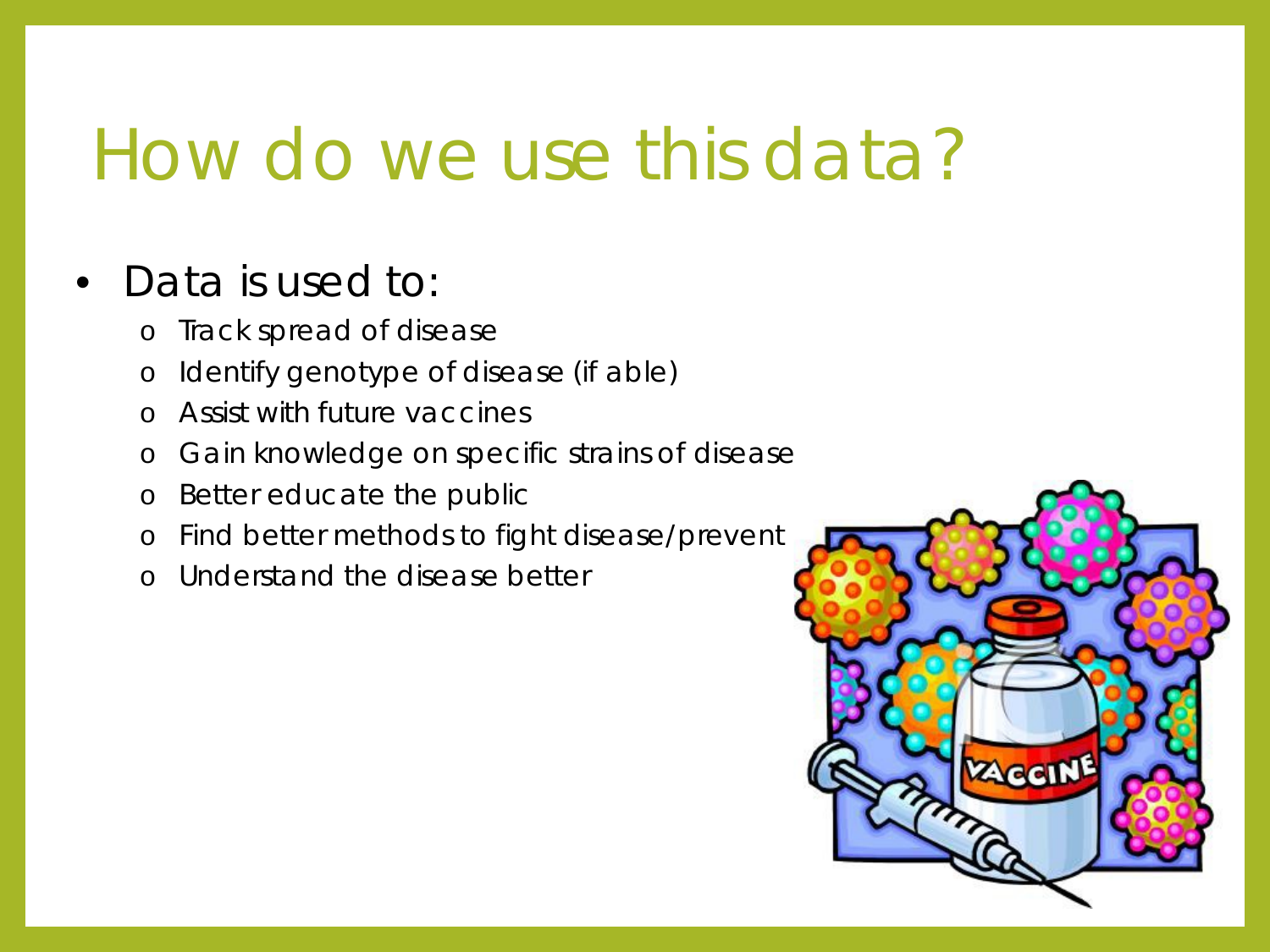# How do we use this data?

- Data is used to:
  - Track spread of disease
  - Identify genotype of disease (if able)
  - Assist with future vaccines
  - Gain knowledge on specific strains of disease
  - Better educate the public
  - Find better methods to fight disease/prevent
  - Understand the disease better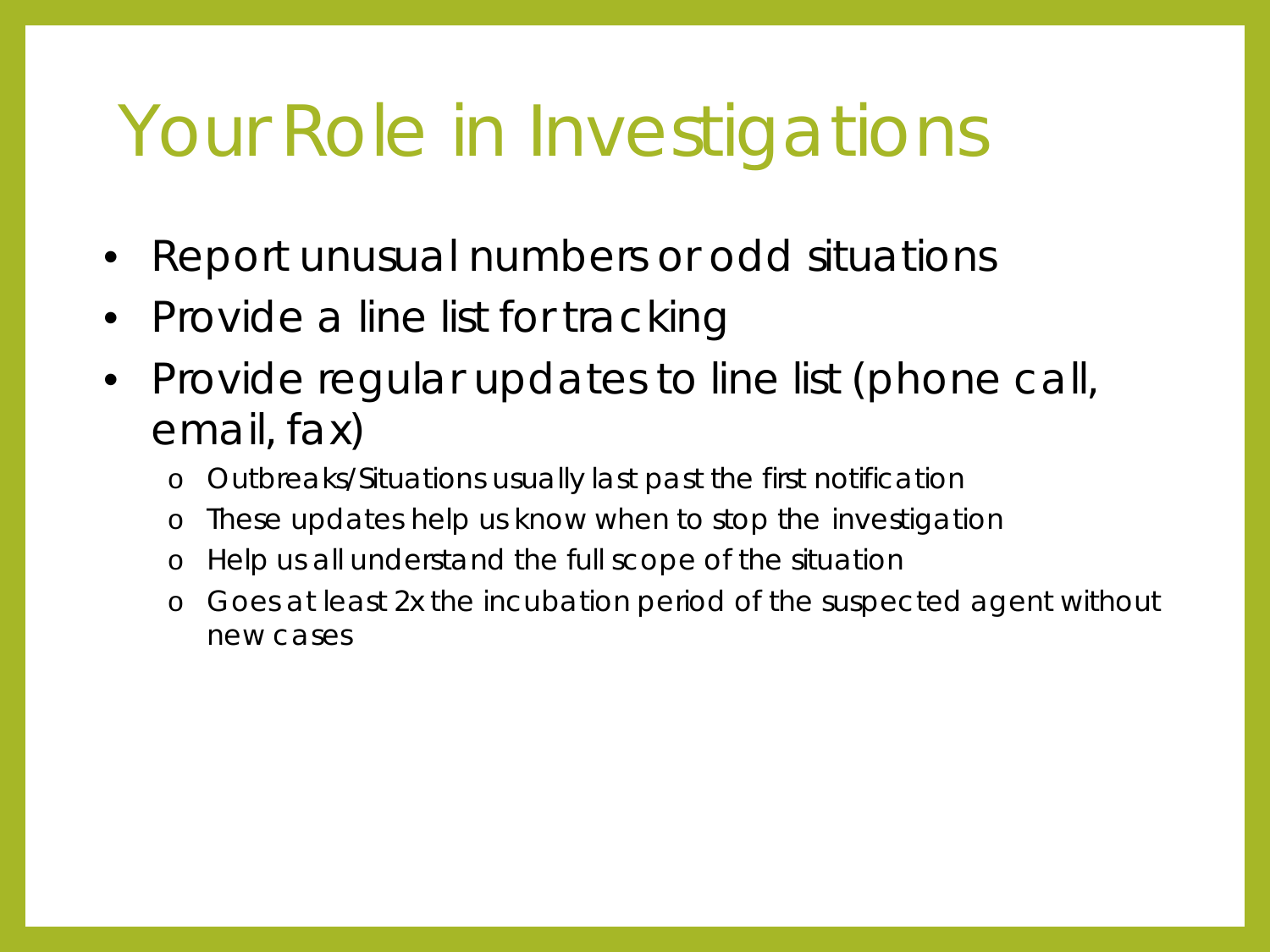# Your Role in Investigations

- Report unusual numbers or odd situations
- Provide a line list for tracking
- Provide regular updates to line list (phone call, email, fax)
  - Outbreaks/Situations usually last past the first notification
  - These updates help us know when to stop the investigation
  - Help us all understand the full scope of the situation
  - Goes at least 2x the incubation period of the suspected agent without new cases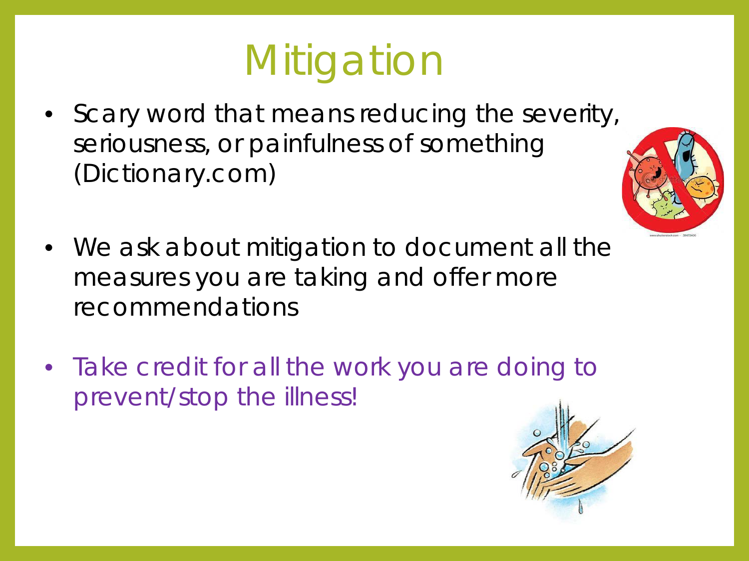# Mitigation

- Scary word that means reducing the severity, seriousness, or painfulness of something (Dictionary.com)
- We ask about mitigation to document all the measures you are taking and offer more recommendations
- Take credit for all the work you are doing to prevent/stop the illness!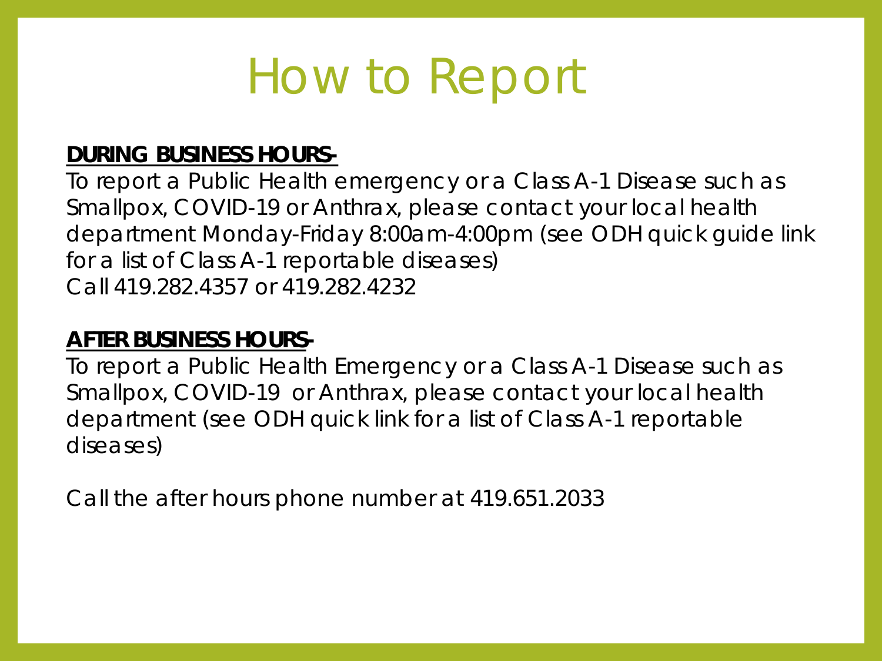# How to Report

**<u>DURING BUSINESS HOURS-</u>**

To report a Public Health emergency or a Class A-1 Disease such as Smallpox, COVID-19 or Anthrax, please contact your local health department Monday-Friday 8:00am-4:00pm (see ODH quick guide link for a list of Class A-1 reportable diseases)
Call 419.282.4357 or 419.282.4232

**<u>AFTER BUSINESS HOURS-</u>**

To report a Public Health Emergency or a Class A-1 Disease such as Smallpox, COVID-19 or Anthrax, please contact your local health department (see ODH quick link for a list of Class A-1 reportable diseases)

Call the after hours phone number at 419.651.2033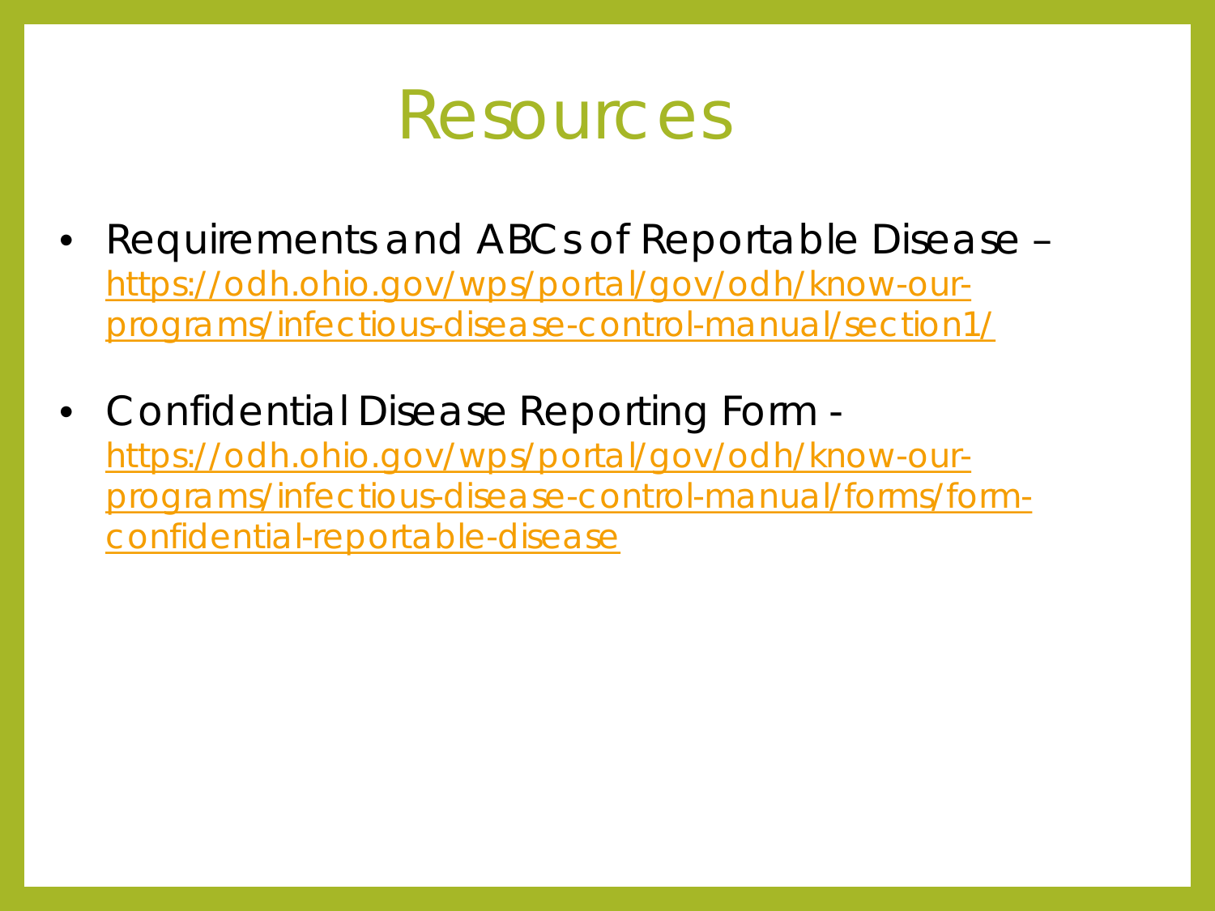# Resources

- Requirements and ABCs of Reportable Disease – [https://odh.ohio.gov/wps/portal/gov/odh/know-our-programs/infectious-disease-control-manual/section1/](https://odh.ohio.gov/wps/portal/gov/odh/know-our-programs/infectious-disease-control-manual/section1/)
- Confidential Disease Reporting Form - [https://odh.ohio.gov/wps/portal/gov/odh/know-our-programs/infectious-disease-control-manual/forms/form-confidential-reportable-disease](https://odh.ohio.gov/wps/portal/gov/odh/know-our-programs/infectious-disease-control-manual/forms/form-confidential-reportable-disease)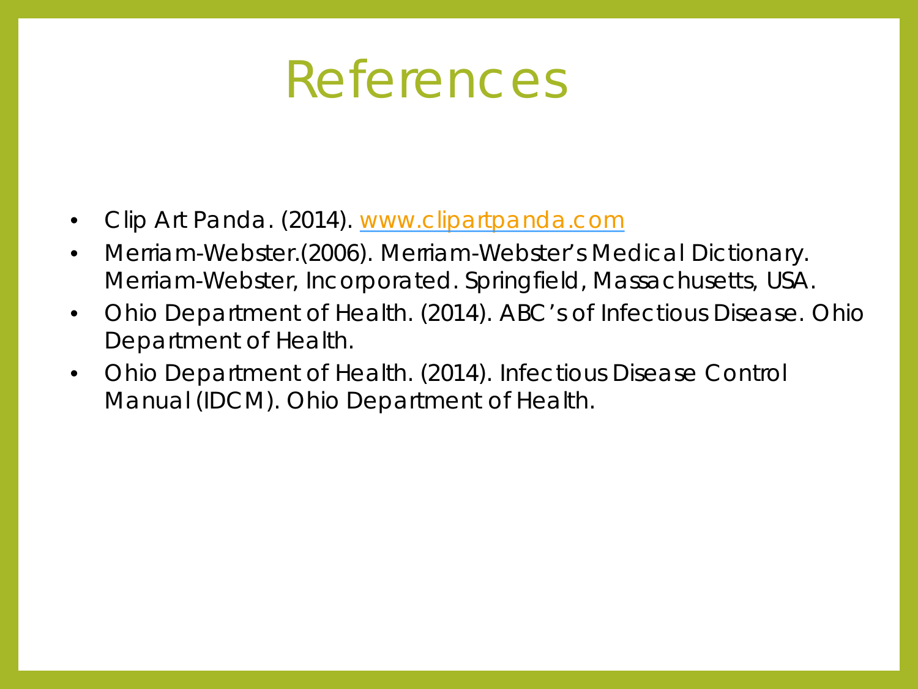# References

- Clip Art Panda. (2014). www.clipartpanda.com
- Merriam-Webster.(2006). Merriam-Webster's Medical Dictionary. Merriam-Webster, Incorporated. Springfield, Massachusetts, USA.
- Ohio Department of Health. (2014). ABC's of Infectious Disease. Ohio Department of Health.
- Ohio Department of Health. (2014). Infectious Disease Control Manual (IDCM). Ohio Department of Health.